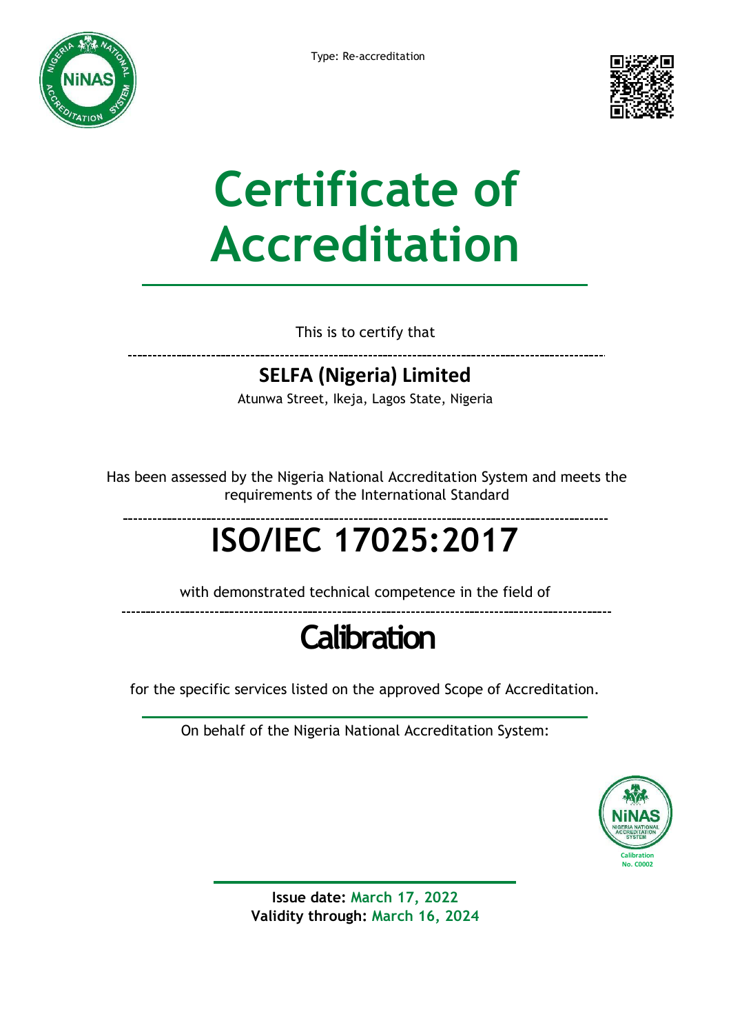Type: Re-accreditation

# Certificate of Accreditation

This is to certify that

## SELFA (Nigeria) Limited

Atunwa Street, Ikeja, Lagos State, Nigeria

Has been assessed by the Nigeria National Accreditation System and meets the requirements of the International Standard

# ISO/IEC 17025:2017

with demonstrated technical competence in the field of

# Calibration

for the specific services listed on the approved Scope of Accreditation.

On behalf of the Nigeria National Accreditation System:

NiNAS NIGERIA NATIONAL ACCREDITATION SYSTEM
Calibration
No. C0002

**Issue date:** March 17, 2022
**Validity through:** March 16, 2024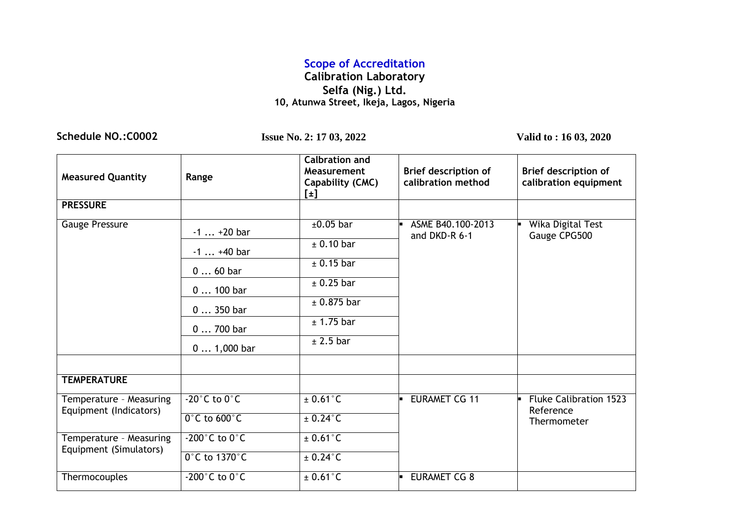# Scope of Accreditation

**Calibration Laboratory**

**Selfa (Nig.) Ltd.**

**10, Atunwa Street, Ikeja, Lagos, Nigeria**

**Schedule NO.:C0002** **Issue No. 2: 17 03, 2022** **Valid to : 16 03, 2020**

| Measured Quantity | Range | Calbration and Measurement Capability (CMC) [±] | Brief description of calibration method | Brief description of calibration equipment |
|---|---|---|---|---|
| **PRESSURE** | | | | |
| Gauge Pressure | -1 … +20 bar | ±0.05 bar | ▪ ASME B40.100-2013 and DKD-R 6-1 | ▪ Wika Digital Test Gauge CPG500 |
| | -1 … +40 bar | ± 0.10 bar | | |
| | 0 … 60 bar | ± 0.15 bar | | |
| | 0 … 100 bar | ± 0.25 bar | | |
| | 0 … 350 bar | ± 0.875 bar | | |
| | 0 … 700 bar | ± 1.75 bar | | |
| | 0 … 1,000 bar | ± 2.5 bar | | |
| | | | | |
| **TEMPERATURE** | | | | |
| Temperature – Measuring Equipment (Indicators) | -20˚C to 0˚C | ± 0.61˚C | ▪ EURAMET CG 11 | ▪ Fluke Calibration 1523 Reference Thermometer |
| | 0˚C to 600˚C | ± 0.24˚C | | |
| Temperature – Measuring Equipment (Simulators) | -200˚C to 0˚C | ± 0.61˚C | | |
| | 0˚C to 1370˚C | ± 0.24˚C | | |
| Thermocouples | -200˚C to 0˚C | ± 0.61˚C | ▪ EURAMET CG 8 | |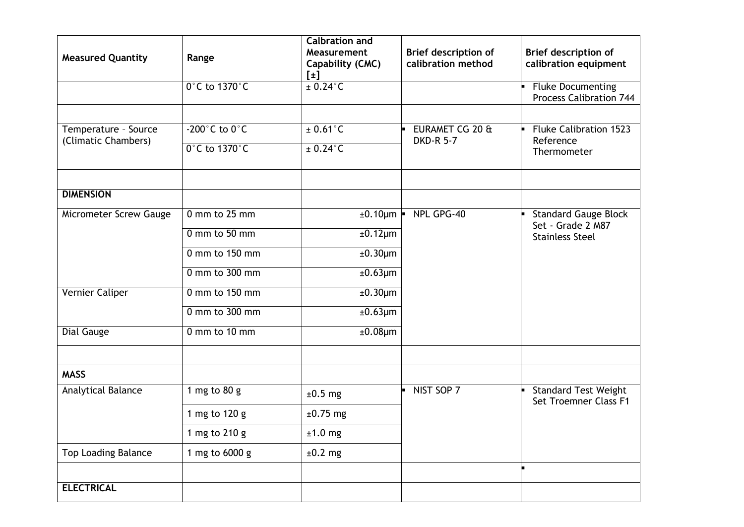| Measured Quantity | Range | Calbration and Measurement Capability (CMC) [±] | Brief description of calibration method | Brief description of calibration equipment |
| --- | --- | --- | --- | --- |
| | 0°C to 1370°C | ± 0.24°C | | ▪ Fluke Documenting Process Calibration 744 |
| | | | | |
| Temperature – Source (Climatic Chambers) | -200°C to 0°C | ± 0.61°C | ▪ EURAMET CG 20 & DKD-R 5-7 | ▪ Fluke Calibration 1523 Reference Thermometer |
| | 0°C to 1370°C | ± 0.24°C | | |
| | | | | |
| **DIMENSION** | | | | |
| Micrometer Screw Gauge | 0 mm to 25 mm | ±0.10µm | ▪ NPL GPG-40 | ▪ Standard Gauge Block Set - Grade 2 M87 Stainless Steel |
| | 0 mm to 50 mm | ±0.12µm | | |
| | 0 mm to 150 mm | ±0.30µm | | |
| | 0 mm to 300 mm | ±0.63µm | | |
| Vernier Caliper | 0 mm to 150 mm | ±0.30µm | | |
| | 0 mm to 300 mm | ±0.63µm | | |
| Dial Gauge | 0 mm to 10 mm | ±0.08µm | | |
| | | | | |
| **MASS** | | | | |
| Analytical Balance | 1 mg to 80 g | ±0.5 mg | ▪ NIST SOP 7 | ▪ Standard Test Weight Set Troemner Class F1 |
| | 1 mg to 120 g | ±0.75 mg | | |
| | 1 mg to 210 g | ±1.0 mg | | |
| Top Loading Balance | 1 mg to 6000 g | ±0.2 mg | | |
| | | | | ▪ |
| **ELECTRICAL** | | | | |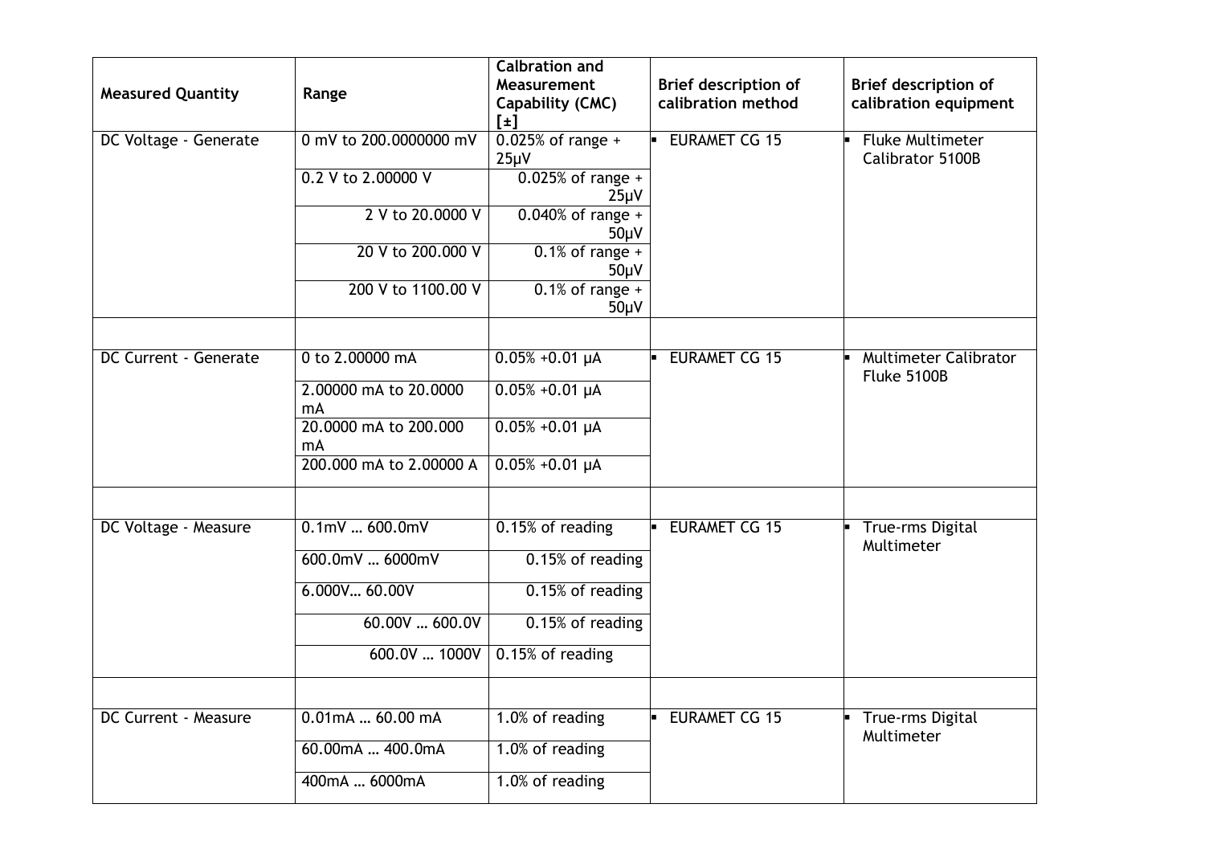| Measured Quantity | Range | Calbration and Measurement Capability (CMC) [±] | Brief description of calibration method | Brief description of calibration equipment |
|---|---|---|---|---|
| DC Voltage - Generate | 0 mV to 200.0000000 mV | 0.025% of range + 25µV | ▪ EURAMET CG 15 | ▪ Fluke Multimeter Calibrator 5100B |
| | 0.2 V to 2.00000 V | 0.025% of range + 25µV | | |
| | 2 V to 20.0000 V | 0.040% of range + 50µV | | |
| | 20 V to 200.000 V | 0.1% of range + 50µV | | |
| | 200 V to 1100.00 V | 0.1% of range + 50µV | | |
| | | | | |
| DC Current - Generate | 0 to 2.00000 mA | 0.05% +0.01 µA | ▪ EURAMET CG 15 | ▪ Multimeter Calibrator Fluke 5100B |
| | 2.00000 mA to 20.0000 mA | 0.05% +0.01 µA | | |
| | 20.0000 mA to 200.000 mA | 0.05% +0.01 µA | | |
| | 200.000 mA to 2.00000 A | 0.05% +0.01 µA | | |
| | | | | |
| DC Voltage - Measure | 0.1mV … 600.0mV | 0.15% of reading | ▪ EURAMET CG 15 | ▪ True-rms Digital Multimeter |
| | 600.0mV … 6000mV | 0.15% of reading | | |
| | 6.000V… 60.00V | 0.15% of reading | | |
| | 60.00V … 600.0V | 0.15% of reading | | |
| | 600.0V … 1000V | 0.15% of reading | | |
| | | | | |
| DC Current - Measure | 0.01mA … 60.00 mA | 1.0% of reading | ▪ EURAMET CG 15 | ▪ True-rms Digital Multimeter |
| | 60.00mA … 400.0mA | 1.0% of reading | | |
| | 400mA … 6000mA | 1.0% of reading | | |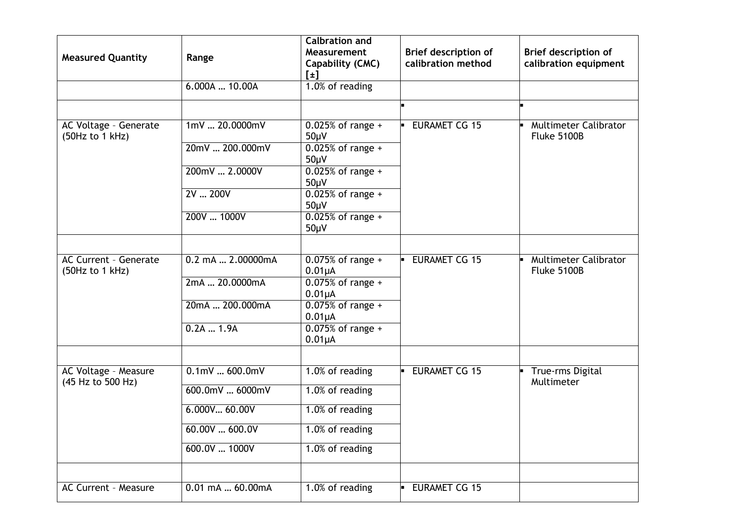| Measured Quantity | Range | Calbration and Measurement Capability (CMC) [±] | Brief description of calibration method | Brief description of calibration equipment |
|---|---|---|---|---|
| | 6.000A … 10.00A | 1.0% of reading | | |
| | | | ▪ | ▪ |
| AC Voltage – Generate (50Hz to 1 kHz) | 1mV … 20.0000mV | 0.025% of range + 50µV | ▪ EURAMET CG 15 | ▪ Multimeter Calibrator Fluke 5100B |
| | 20mV … 200.000mV | 0.025% of range + 50µV | | |
| | 200mV … 2.0000V | 0.025% of range + 50µV | | |
| | 2V … 200V | 0.025% of range + 50µV | | |
| | 200V … 1000V | 0.025% of range + 50µV | | |
| | | | | |
| AC Current – Generate (50Hz to 1 kHz) | 0.2 mA … 2.00000mA | 0.075% of range + 0.01µA | ▪ EURAMET CG 15 | ▪ Multimeter Calibrator Fluke 5100B |
| | 2mA … 20.0000mA | 0.075% of range + 0.01µA | | |
| | 20mA … 200.000mA | 0.075% of range + 0.01µA | | |
| | 0.2A … 1.9A | 0.075% of range + 0.01µA | | |
| | | | | |
| AC Voltage – Measure (45 Hz to 500 Hz) | 0.1mV … 600.0mV | 1.0% of reading | ▪ EURAMET CG 15 | ▪ True-rms Digital Multimeter |
| | 600.0mV … 6000mV | 1.0% of reading | | |
| | 6.000V… 60.00V | 1.0% of reading | | |
| | 60.00V … 600.0V | 1.0% of reading | | |
| | 600.0V … 1000V | 1.0% of reading | | |
| | | | | |
| AC Current – Measure | 0.01 mA … 60.00mA | 1.0% of reading | ▪ EURAMET CG 15 | |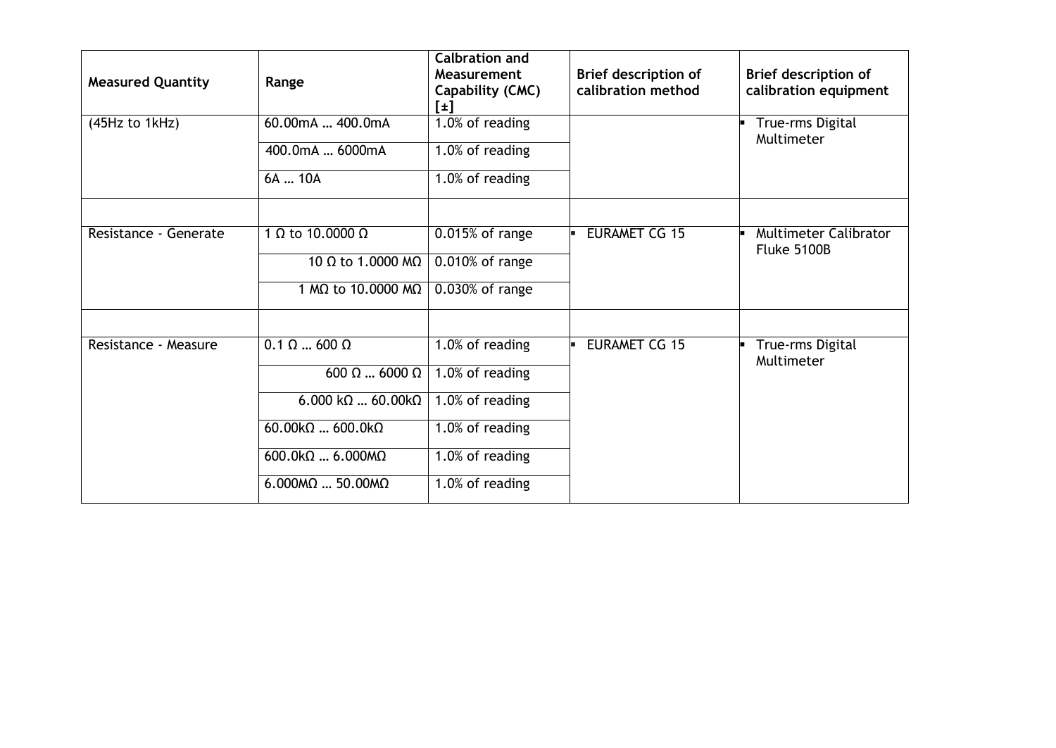| Measured Quantity | Range | Calbration and Measurement Capability (CMC) [±] | Brief description of calibration method | Brief description of calibration equipment |
|---|---|---|---|---|
| (45Hz to 1kHz) | 60.00mA … 400.0mA | 1.0% of reading | | True-rms Digital Multimeter |
| | 400.0mA … 6000mA | 1.0% of reading | | |
| | 6A … 10A | 1.0% of reading | | |
| | | | | |
| Resistance - Generate | 1 Ω to 10.0000 Ω | 0.015% of range | EURAMET CG 15 | Multimeter Calibrator Fluke 5100B |
| | 10 Ω to 1.0000 MΩ | 0.010% of range | | |
| | 1 MΩ to 10.0000 MΩ | 0.030% of range | | |
| | | | | |
| Resistance - Measure | 0.1 Ω … 600 Ω | 1.0% of reading | EURAMET CG 15 | True-rms Digital Multimeter |
| | 600 Ω … 6000 Ω | 1.0% of reading | | |
| | 6.000 kΩ … 60.00kΩ | 1.0% of reading | | |
| | 60.00kΩ … 600.0kΩ | 1.0% of reading | | |
| | 600.0kΩ … 6.000MΩ | 1.0% of reading | | |
| | 6.000MΩ … 50.00MΩ | 1.0% of reading | | |